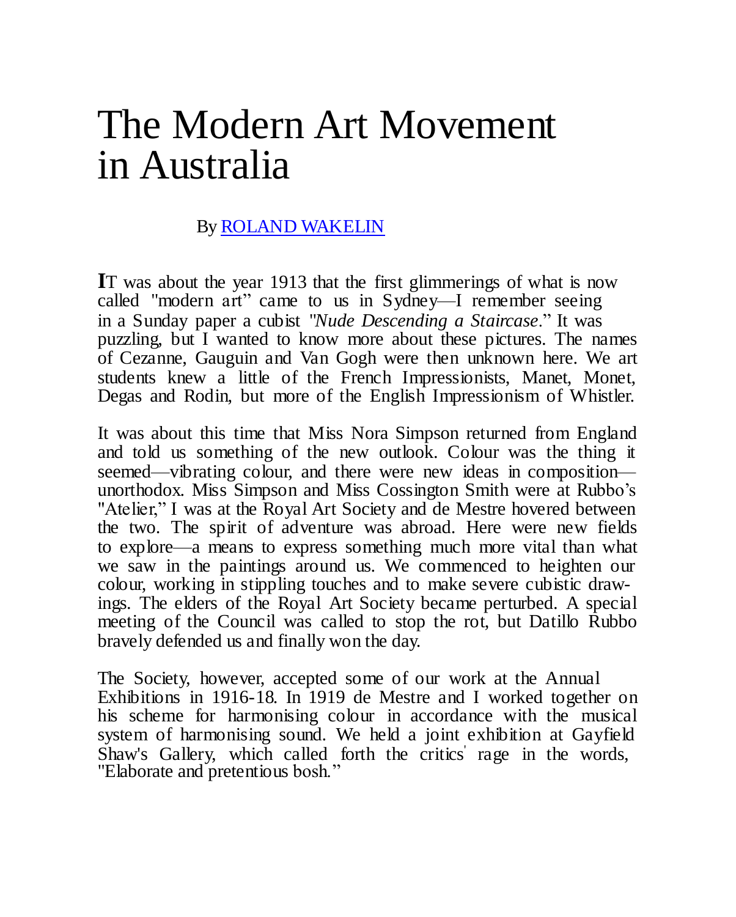# The Modern Art Movement in Australia

By ROLAND WAKELIN

**I**T was about the year 1913 that the first glimmerings of what is now called "modern art" came to us in Sydney—I remember seeing in a Sunday paper a cubist "*Nude Descending a Staircase*." It was puzzling, but I wanted to know more about these pictures. The names of Cezanne, Gauguin and Van Gogh were then unknown here. We art students knew a little of the French Impressionists, Manet, Monet, Degas and Rodin, but more of the English Impressionism of Whistler.

It was about this time that Miss Nora Simpson returned from England and told us something of the new outlook. Colour was the thing it seemed—vibrating colour, and there were new ideas in composition—unorthodox. Miss Simpson and Miss Cossington Smith were at Rubbo's "Atelier," I was at the Royal Art Society and de Mestre hovered between the two. The spirit of adventure was abroad. Here were new fields to explore—a means to express something much more vital than what we saw in the paintings around us. We commenced to heighten our colour, working in stippling touches and to make severe cubistic drawings. The elders of the Royal Art Society became perturbed. A special meeting of the Council was called to stop the rot, but Datillo Rubbo bravely defended us and finally won the day.

The Society, however, accepted some of our work at the Annual Exhibitions in 1916-18. In 1919 de Mestre and I worked together on his scheme for harmonising colour in accordance with the musical system of harmonising sound. We held a joint exhibition at Gayfield Shaw's Gallery, which called forth the critics' rage in the words, "Elaborate and pretentious bosh."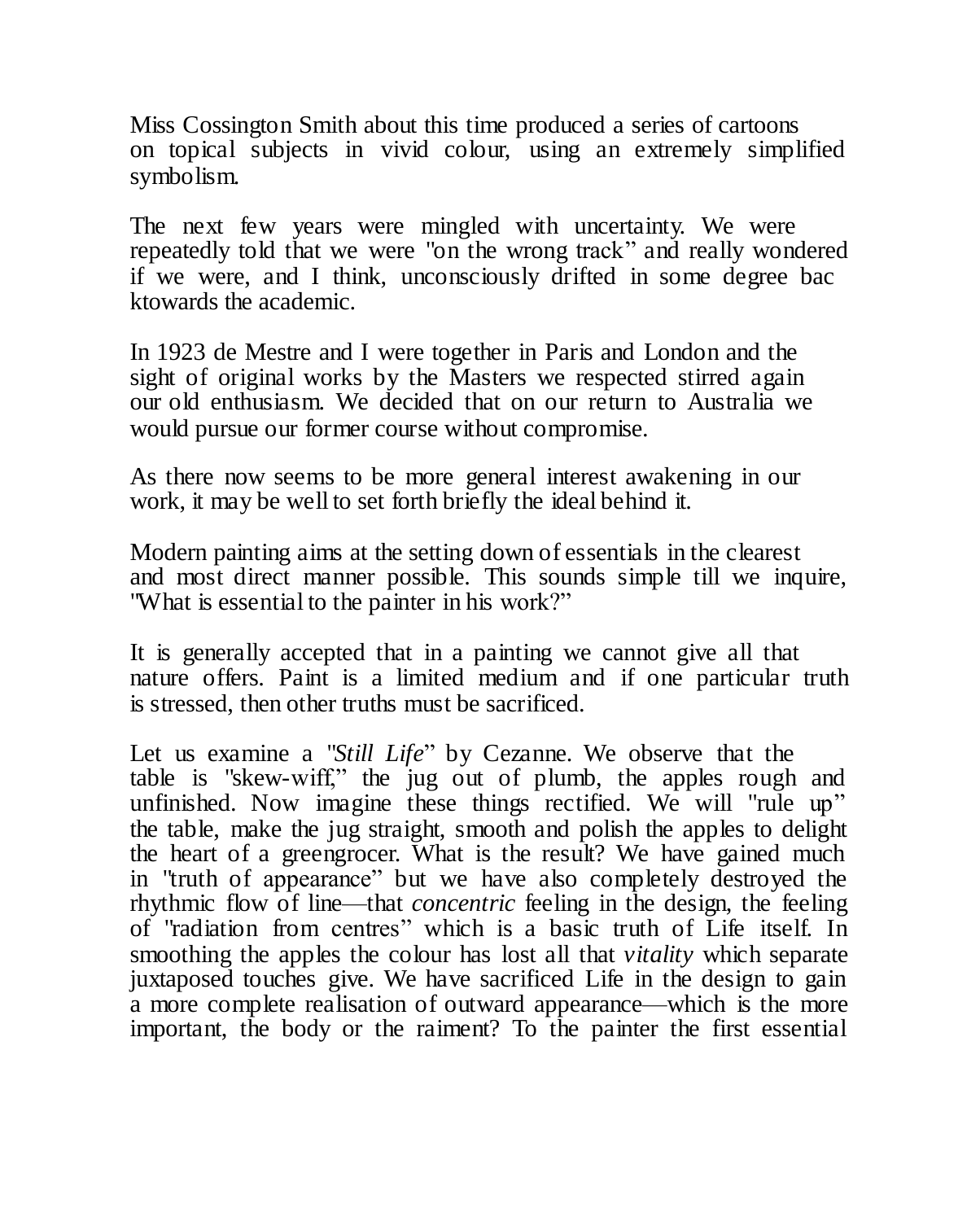Miss Cossington Smith about this time produced a series of cartoons on topical subjects in vivid colour, using an extremely simplified symbolism.

The next few years were mingled with uncertainty. We were repeatedly told that we were "on the wrong track" and really wondered if we were, and I think, unconsciously drifted in some degree bac ktowards the academic.

In 1923 de Mestre and I were together in Paris and London and the sight of original works by the Masters we respected stirred again our old enthusiasm. We decided that on our return to Australia we would pursue our former course without compromise.

As there now seems to be more general interest awakening in our work, it may be well to set forth briefly the ideal behind it.

Modern painting aims at the setting down of essentials in the clearest and most direct manner possible. This sounds simple till we inquire, "What is essential to the painter in his work?"

It is generally accepted that in a painting we cannot give all that nature offers. Paint is a limited medium and if one particular truth is stressed, then other truths must be sacrificed.

Let us examine a "*Still Life*" by Cezanne. We observe that the table is "skew-wiff," the jug out of plumb, the apples rough and unfinished. Now imagine these things rectified. We will "rule up" the table, make the jug straight, smooth and polish the apples to delight the heart of a greengrocer. What is the result? We have gained much in "truth of appearance" but we have also completely destroyed the rhythmic flow of line—that *concentric* feeling in the design, the feeling of "radiation from centres" which is a basic truth of Life itself. In smoothing the apples the colour has lost all that *vitality* which separate juxtaposed touches give. We have sacrificed Life in the design to gain a more complete realisation of outward appearance—which is the more important, the body or the raiment? To the painter the first essential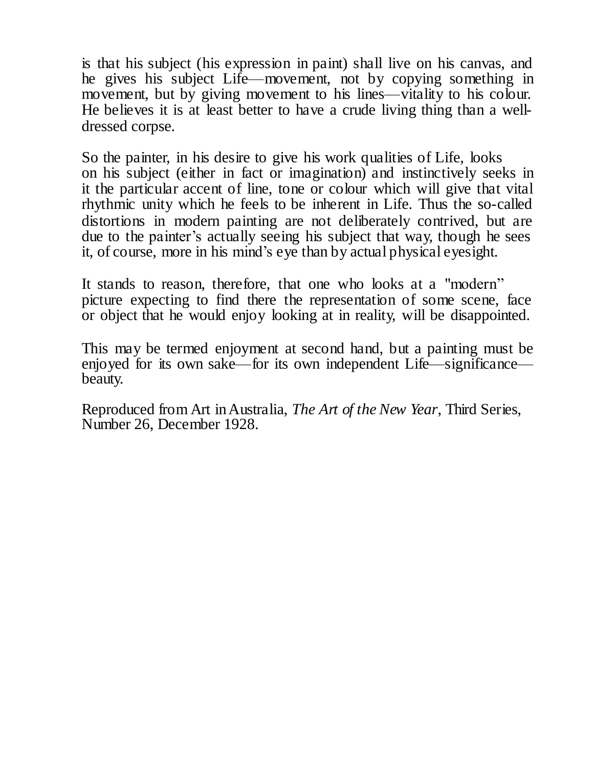is that his subject (his expression in paint) shall live on his canvas, and he gives his subject Life—movement, not by copying something in movement, but by giving movement to his lines—vitality to his colour. He believes it is at least better to have a crude living thing than a well-dressed corpse.

So the painter, in his desire to give his work qualities of Life, looks on his subject (either in fact or imagination) and instinctively seeks in it the particular accent of line, tone or colour which will give that vital rhythmic unity which he feels to be inherent in Life. Thus the so-called distortions in modern painting are not deliberately contrived, but are due to the painter's actually seeing his subject that way, though he sees it, of course, more in his mind's eye than by actual physical eyesight.

It stands to reason, therefore, that one who looks at a "modern" picture expecting to find there the representation of some scene, face or object that he would enjoy looking at in reality, will be disappointed.

This may be termed enjoyment at second hand, but a painting must be enjoyed for its own sake—for its own independent Life—significance—beauty.

Reproduced from Art in Australia, *The Art of the New Year*, Third Series, Number 26, December 1928.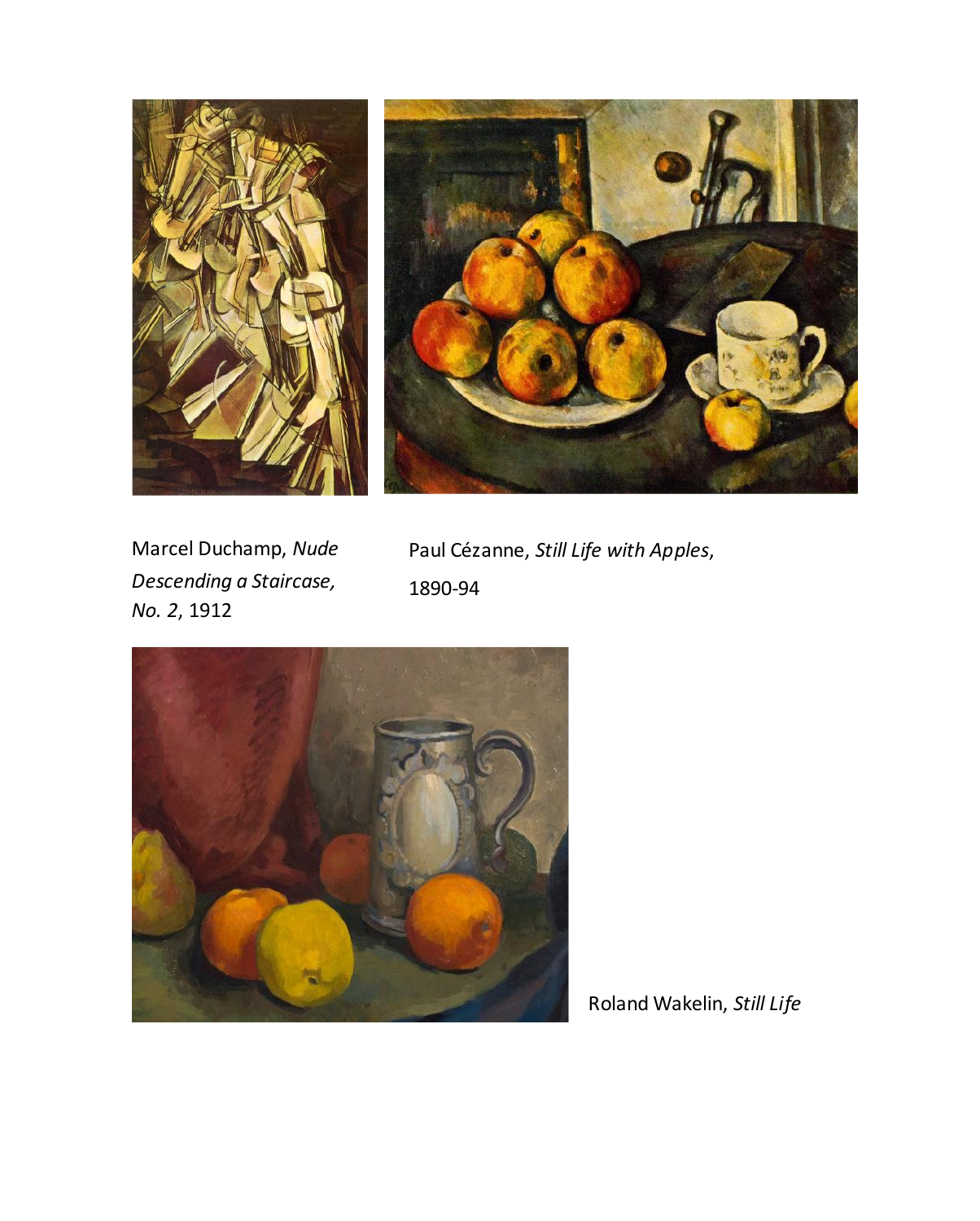Marcel Duchamp, *Nude Descending a Staircase, No. 2*, 1912

Paul Cézanne, *Still Life with Apples*, 1890-94

Roland Wakelin, *Still Life*